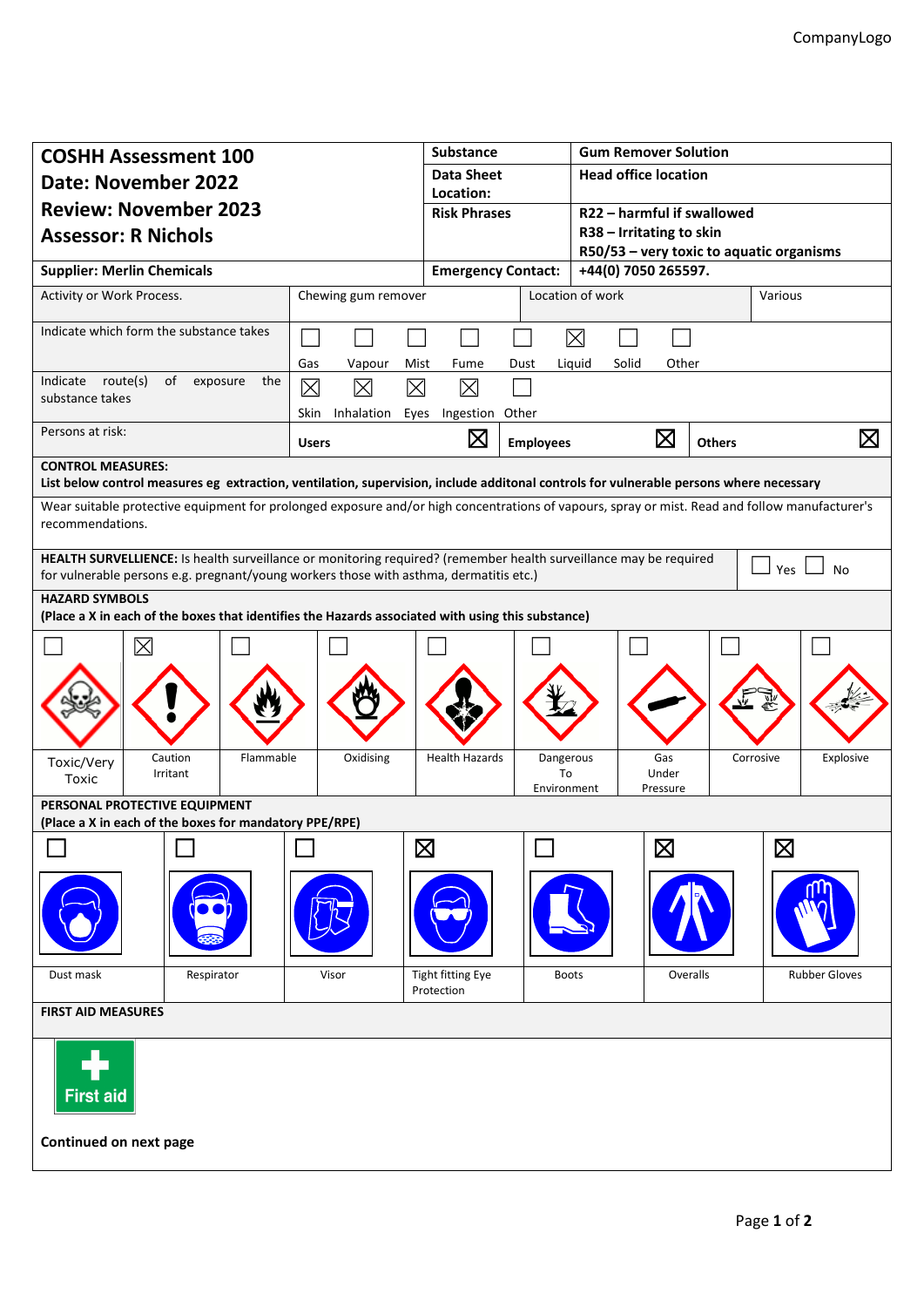CompanyLogo

| **COSHH Assessment 100** | **Substance** | **Gum Remover Solution** |
|---|---|---|
| **Date: November 2022** | **Data Sheet Location:** | **Head office location** |
| **Review: November 2023** | **Risk Phrases** | **R22 – harmful if swallowed** |
| **Assessor: R Nichols** | | **R38 – Irritating to skin** |
| | | **R50/53 – very toxic to aquatic organisms** |
| **Supplier: Merlin Chemicals** | **Emergency Contact:** | **+44(0) 7050 265597.** |

| Activity or Work Process. | Chewing gum remover | Location of work | Various |
|---|---|---|---|

Indicate which form the substance takes:

| Gas | Vapour | Mist | Fume | Dust | Liquid | Solid | Other |
|---|---|---|---|---|---|---|---|
| ☐ | ☐ | ☐ | ☐ | ☐ | ☒ | ☐ | ☐ |

Indicate route(s) of exposure the substance takes:

| Skin | Inhalation | Eyes | Ingestion | Other |
|---|---|---|---|---|
| ☒ | ☒ | ☒ | ☒ | ☐ |

Persons at risk:

| **Users** | **Employees** | **Others** |
|---|---|---|
| ☒ | ☒ | ☒ |

**CONTROL MEASURES:**
**List below control measures eg extraction, ventilation, supervision, include additonal controls for vulnerable persons where necessary**

Wear suitable protective equipment for prolonged exposure and/or high concentrations of vapours, spray or mist. Read and follow manufacturer's recommendations.

**HEALTH SURVELLIENCE:** Is health surveillance or monitoring required? (remember health surveillance may be required for vulnerable persons e.g. pregnant/young workers those with asthma, dermatitis etc.) ☐ Yes ☐ No

**HAZARD SYMBOLS**
**(Place a X in each of the boxes that identifies the Hazards associated with using this substance)**

| Toxic/Very Toxic | Caution Irritant | Flammable | Oxidising | Health Hazards | Dangerous To Environment | Gas Under Pressure | Corrosive | Explosive |
|---|---|---|---|---|---|---|---|---|
| ☐ | ☒ | ☐ | ☐ | ☐ | ☐ | ☐ | ☐ | ☐ |

**PERSONAL PROTECTIVE EQUIPMENT**
**(Place a X in each of the boxes for mandatory PPE/RPE)**

| Dust mask | Respirator | Visor | Tight fitting Eye Protection | Boots | Overalls | Rubber Gloves |
|---|---|---|---|---|---|---|
| ☐ | ☐ | ☐ | ☒ | ☐ | ☒ | ☒ |

**FIRST AID MEASURES**

First aid

**Continued on next page**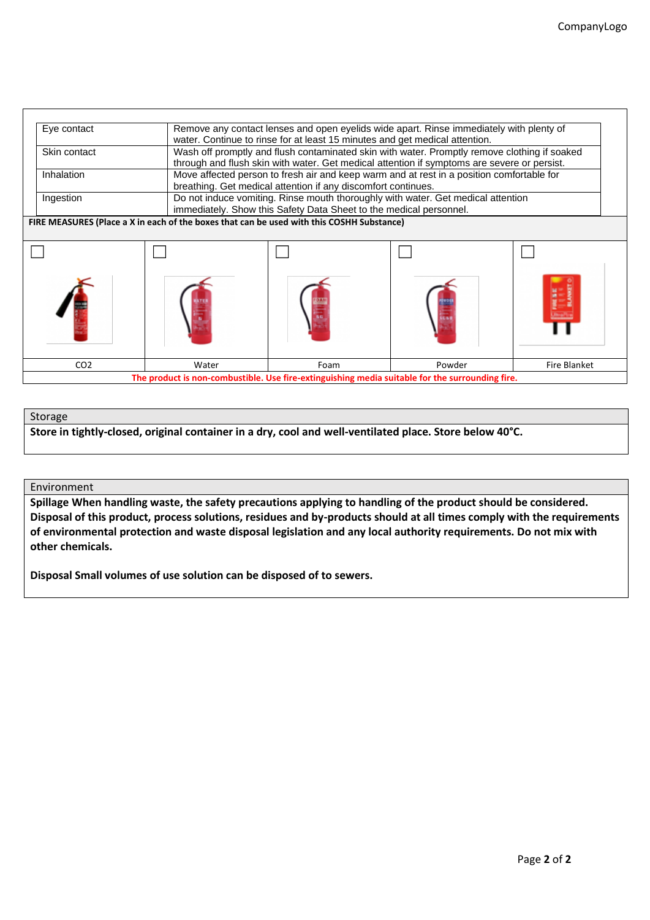| | |
|---|---|
| Eye contact | Remove any contact lenses and open eyelids wide apart. Rinse immediately with plenty of water. Continue to rinse for at least 15 minutes and get medical attention. |
| Skin contact | Wash off promptly and flush contaminated skin with water. Promptly remove clothing if soaked through and flush skin with water. Get medical attention if symptoms are severe or persist. |
| Inhalation | Move affected person to fresh air and keep warm and at rest in a position comfortable for breathing. Get medical attention if any discomfort continues. |
| Ingestion | Do not induce vomiting. Rinse mouth thoroughly with water. Get medical attention immediately. Show this Safety Data Sheet to the medical personnel. |

**FIRE MEASURES (Place a X in each of the boxes that can be used with this COSHH Substance)**

| ☐ | ☐ | ☐ | ☐ | ☐ |
|---|---|---|---|---|
| CO2 | Water | Foam | Powder | Fire Blanket |

**The product is non-combustible. Use fire-extinguishing media suitable for the surrounding fire.**

## Storage

**Store in tightly-closed, original container in a dry, cool and well-ventilated place. Store below 40°C.**

## Environment

**Spillage When handling waste, the safety precautions applying to handling of the product should be considered. Disposal of this product, process solutions, residues and by-products should at all times comply with the requirements of environmental protection and waste disposal legislation and any local authority requirements. Do not mix with other chemicals.**

**Disposal Small volumes of use solution can be disposed of to sewers.**